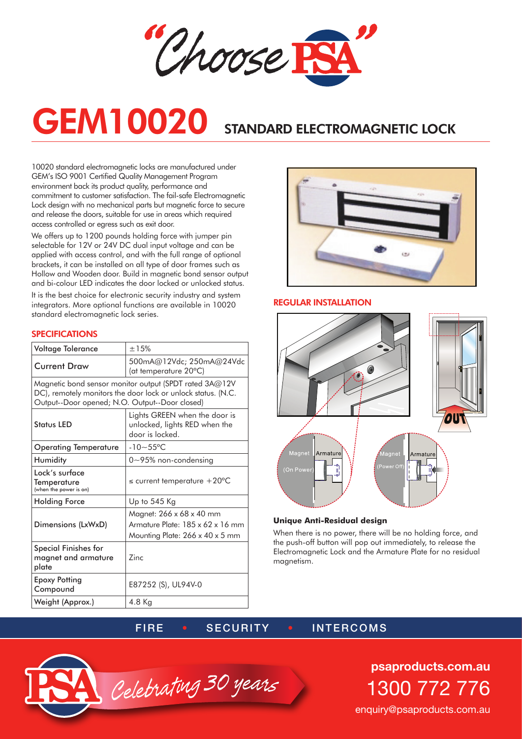"Choose PSA"

# GEM10020 STANDARD ELECTROMAGNETIC LOCK

10020 standard electromagnetic locks are manufactured under GEM's ISO 9001 Certified Quality Management Program environment back its product quality, performance and commitment to customer satisfaction. The fail-safe Electromagnetic Lock design with no mechanical parts but magnetic force to secure and release the doors, suitable for use in areas which required access controlled or egress such as exit door.

We offers up to 1200 pounds holding force with jumper pin selectable for 12V or 24V DC dual input voltage and can be applied with access control, and with the full range of optional brackets, it can be installed on all type of door frames such as Hollow and Wooden door. Build in magnetic bond sensor output and bi-colour LED indicates the door locked or unlocked status.

It is the best choice for electronic security industry and system integrators. More optional functions are available in 10020 standard electromagnetic lock series.

## SPECIFICATIONS

| | |
|---|---|
| Voltage Tolerance | ±15% |
| Current Draw | 500mA@12Vdc; 250mA@24Vdc (at temperature 20°C) |
| Magnetic bond sensor monitor output (SPDT rated 3A@12V DC), remotely monitors the door lock or unlock status. (N.C. Output--Door opened; N.O. Output--Door closed) | |
| Status LED | Lights GREEN when the door is unlocked, lights RED when the door is locked. |
| Operating Temperature | -10~55°C |
| Humidity | 0~95% non-condensing |
| Lock's surface Temperature (when the power is on) | ≤ current temperature +20°C |
| Holding Force | Up to 545 Kg |
| Dimensions (LxWxD) | Magnet: 266 x 68 x 40 mm<br>Armature Plate: 185 x 62 x 16 mm<br>Mounting Plate: 266 x 40 x 5 mm |
| Special Finishes for magnet and armature plate | Zinc |
| Epoxy Potting Compound | E87252 (S), UL94V-0 |
| Weight (Approx.) | 4.8 Kg |

## REGULAR INSTALLATION

OUT

Magnet Armature (On Power)

Magnet Armature (Power Off)

**Unique Anti-Residual design**

When there is no power, there will be no holding force, and the push-off button will pop out immediately, to release the Electromagnetic Lock and the Armature Plate for no residual magnetism.

FIRE • SECURITY • INTERCOMS

PSA Celebrating 30 years

**psaproducts.com.au**

1300 772 776

enquiry@psaproducts.com.au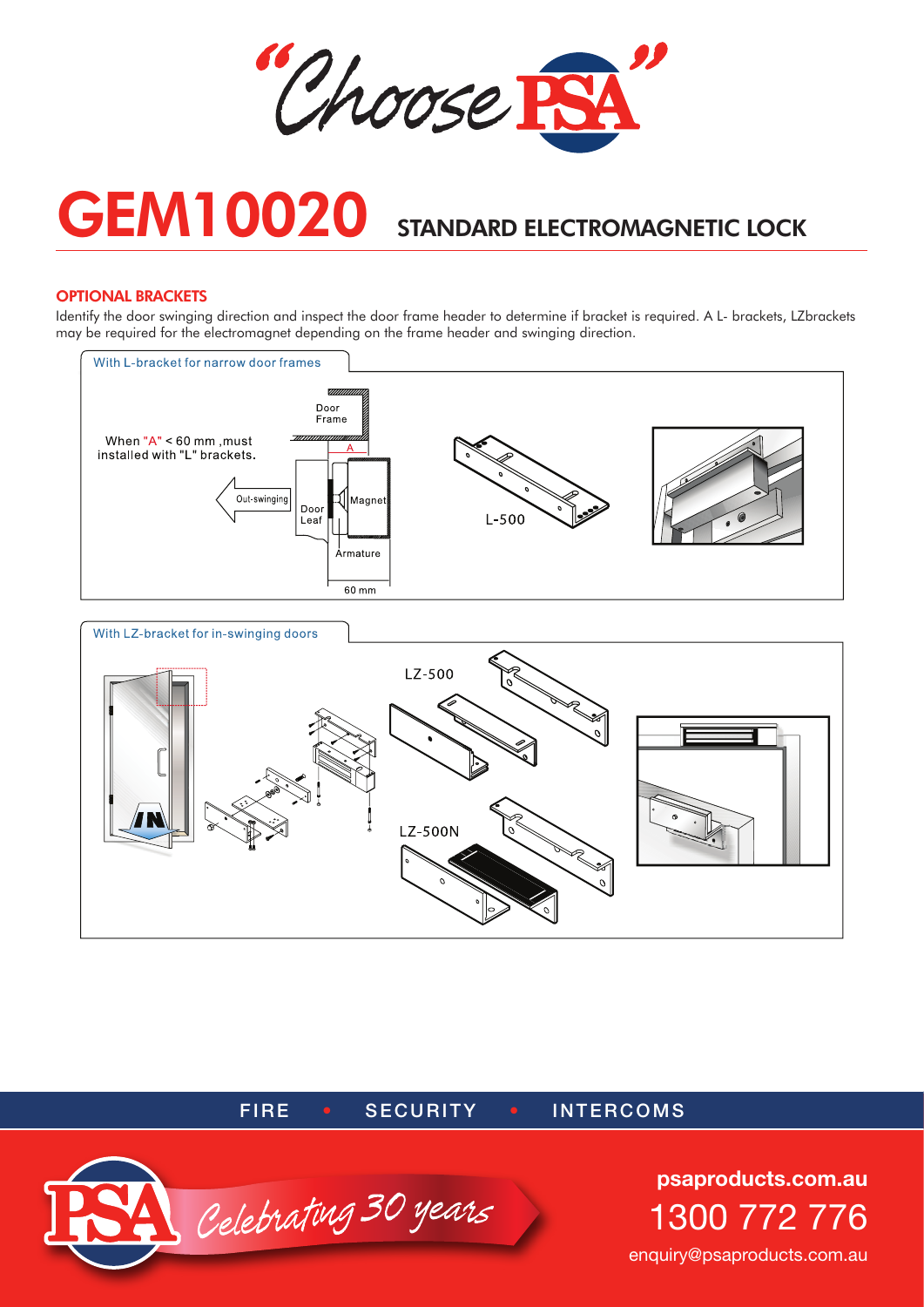"Choose PSA"

# GEM10020 STANDARD ELECTROMAGNETIC LOCK

## OPTIONAL BRACKETS

Identify the door swinging direction and inspect the door frame header to determine if bracket is required. A L- brackets, LZbrackets may be required for the electromagnet depending on the frame header and swinging direction.

With L-bracket for narrow door frames

When "A" < 60 mm ,must installed with "L" brackets.

Door Frame

A

Out-swinging

Door Leaf

Magnet

Armature

60 mm

L-500

With LZ-bracket for in-swinging doors

IN

LZ-500

LZ-500N

FIRE • SECURITY • INTERCOMS

PSA Celebrating 30 years

psaproducts.com.au

1300 772 776

enquiry@psaproducts.com.au